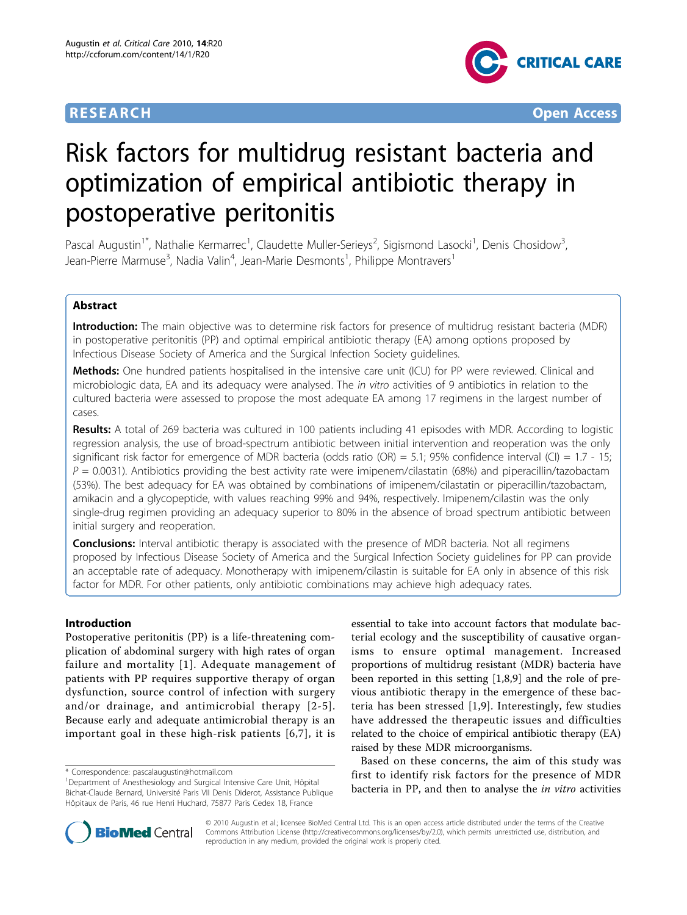**RESEARCH** **Open Access**

# Risk factors for multidrug resistant bacteria and optimization of empirical antibiotic therapy in postoperative peritonitis

Pascal Augustin[1*], Nathalie Kermarrec[1], Claudette Muller-Serieys[2], Sigismond Lasocki[1], Denis Chosidow[3], Jean-Pierre Marmuse[3], Nadia Valin[4], Jean-Marie Desmonts[1], Philippe Montravers[1]

## Abstract

**Introduction:** The main objective was to determine risk factors for presence of multidrug resistant bacteria (MDR) in postoperative peritonitis (PP) and optimal empirical antibiotic therapy (EA) among options proposed by Infectious Disease Society of America and the Surgical Infection Society guidelines.

**Methods:** One hundred patients hospitalised in the intensive care unit (ICU) for PP were reviewed. Clinical and microbiologic data, EA and its adequacy were analysed. The *in vitro* activities of 9 antibiotics in relation to the cultured bacteria were assessed to propose the most adequate EA among 17 regimens in the largest number of cases.

**Results:** A total of 269 bacteria was cultured in 100 patients including 41 episodes with MDR. According to logistic regression analysis, the use of broad-spectrum antibiotic between initial intervention and reoperation was the only significant risk factor for emergence of MDR bacteria (odds ratio (OR) = 5.1; 95% confidence interval (CI) = 1.7 - 15; $P$ = 0.0031). Antibiotics providing the best activity rate were imipenem/cilastatin (68%) and piperacillin/tazobactam (53%). The best adequacy for EA was obtained by combinations of imipenem/cilastatin or piperacillin/tazobactam, amikacin and a glycopeptide, with values reaching 99% and 94%, respectively. Imipenem/cilastin was the only single-drug regimen providing an adequacy superior to 80% in the absence of broad spectrum antibiotic between initial surgery and reoperation.

**Conclusions:** Interval antibiotic therapy is associated with the presence of MDR bacteria. Not all regimens proposed by Infectious Disease Society of America and the Surgical Infection Society guidelines for PP can provide an acceptable rate of adequacy. Monotherapy with imipenem/cilastin is suitable for EA only in absence of this risk factor for MDR. For other patients, only antibiotic combinations may achieve high adequacy rates.

## Introduction

Postoperative peritonitis (PP) is a life-threatening complication of abdominal surgery with high rates of organ failure and mortality [1]. Adequate management of patients with PP requires supportive therapy of organ dysfunction, source control of infection with surgery and/or drainage, and antimicrobial therapy [2-5]. Because early and adequate antimicrobial therapy is an important goal in these high-risk patients [6,7], it is essential to take into account factors that modulate bacterial ecology and the susceptibility of causative organisms to ensure optimal management. Increased proportions of multidrug resistant (MDR) bacteria have been reported in this setting [1,8,9] and the role of previous antibiotic therapy in the emergence of these bacteria has been stressed [1,9]. Interestingly, few studies have addressed the therapeutic issues and difficulties related to the choice of empirical antibiotic therapy (EA) raised by these MDR microorganisms.

Based on these concerns, the aim of this study was first to identify risk factors for the presence of MDR bacteria in PP, and then to analyse the *in vitro* activities

\* Correspondence: pascalaugustin@hotmail.com
[1]Department of Anesthesiology and Surgical Intensive Care Unit, Hôpital Bichat-Claude Bernard, Université Paris VII Denis Diderot, Assistance Publique Hôpitaux de Paris, 46 rue Henri Huchard, 75877 Paris Cedex 18, France

© 2010 Augustin et al.; licensee BioMed Central Ltd. This is an open access article distributed under the terms of the Creative Commons Attribution License (http://creativecommons.org/licenses/by/2.0), which permits unrestricted use, distribution, and reproduction in any medium, provided the original work is properly cited.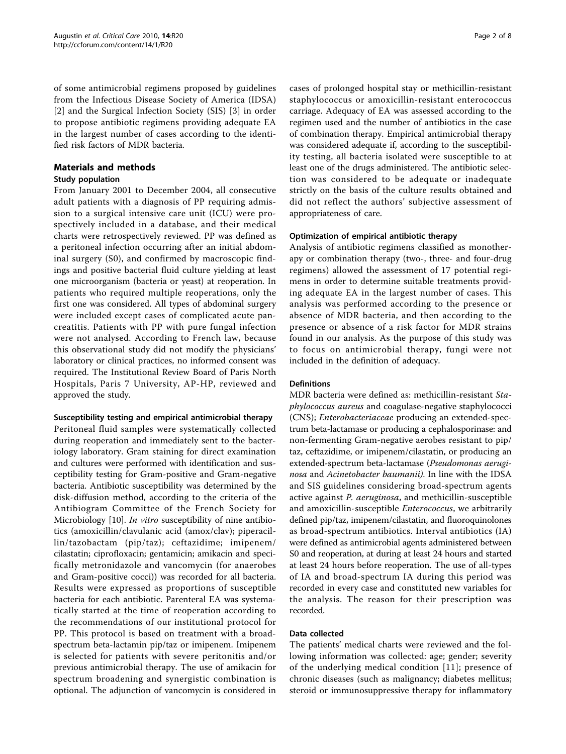of some antimicrobial regimens proposed by guidelines from the Infectious Disease Society of America (IDSA) [2] and the Surgical Infection Society (SIS) [3] in order to propose antibiotic regimens providing adequate EA in the largest number of cases according to the identified risk factors of MDR bacteria.

## Materials and methods

### Study population

From January 2001 to December 2004, all consecutive adult patients with a diagnosis of PP requiring admission to a surgical intensive care unit (ICU) were prospectively included in a database, and their medical charts were retrospectively reviewed. PP was defined as a peritoneal infection occurring after an initial abdominal surgery (S0), and confirmed by macroscopic findings and positive bacterial fluid culture yielding at least one microorganism (bacteria or yeast) at reoperation. In patients who required multiple reoperations, only the first one was considered. All types of abdominal surgery were included except cases of complicated acute pancreatitis. Patients with PP with pure fungal infection were not analysed. According to French law, because this observational study did not modify the physicians' laboratory or clinical practices, no informed consent was required. The Institutional Review Board of Paris North Hospitals, Paris 7 University, AP-HP, reviewed and approved the study.

### Susceptibility testing and empirical antimicrobial therapy

Peritoneal fluid samples were systematically collected during reoperation and immediately sent to the bacteriology laboratory. Gram staining for direct examination and cultures were performed with identification and susceptibility testing for Gram-positive and Gram-negative bacteria. Antibiotic susceptibility was determined by the disk-diffusion method, according to the criteria of the Antibiogram Committee of the French Society for Microbiology [10]. *In vitro* susceptibility of nine antibiotics (amoxicillin/clavulanic acid (amox/clav); piperacillin/tazobactam (pip/taz); ceftazidime; imipenem/cilastatin; ciprofloxacin; gentamicin; amikacin and specifically metronidazole and vancomycin (for anaerobes and Gram-positive cocci)) was recorded for all bacteria. Results were expressed as proportions of susceptible bacteria for each antibiotic. Parenteral EA was systematically started at the time of reoperation according to the recommendations of our institutional protocol for PP. This protocol is based on treatment with a broad-spectrum beta-lactamin pip/taz or imipenem. Imipenem is selected for patients with severe peritonitis and/or previous antimicrobial therapy. The use of amikacin for spectrum broadening and synergistic combination is optional. The adjunction of vancomycin is considered in cases of prolonged hospital stay or methicillin-resistant staphylococcus or amoxicillin-resistant enterococcus carriage. Adequacy of EA was assessed according to the regimen used and the number of antibiotics in the case of combination therapy. Empirical antimicrobial therapy was considered adequate if, according to the susceptibility testing, all bacteria isolated were susceptible to at least one of the drugs administered. The antibiotic selection was considered to be adequate or inadequate strictly on the basis of the culture results obtained and did not reflect the authors' subjective assessment of appropriateness of care.

### Optimization of empirical antibiotic therapy

Analysis of antibiotic regimens classified as monotherapy or combination therapy (two-, three- and four-drug regimens) allowed the assessment of 17 potential regimens in order to determine suitable treatments providing adequate EA in the largest number of cases. This analysis was performed according to the presence or absence of MDR bacteria, and then according to the presence or absence of a risk factor for MDR strains found in our analysis. As the purpose of this study was to focus on antimicrobial therapy, fungi were not included in the definition of adequacy.

### Definitions

MDR bacteria were defined as: methicillin-resistant *Staphylococcus aureus* and coagulase-negative staphylococci (CNS); *Enterobacteriaceae* producing an extended-spectrum beta-lactamase or producing a cephalosporinase: and non-fermenting Gram-negative aerobes resistant to pip/taz, ceftazidime, or imipenem/cilastatin, or producing an extended-spectrum beta-lactamase (*Pseudomonas aeruginosa* and *Acinetobacter baumanii)*. In line with the IDSA and SIS guidelines considering broad-spectrum agents active against *P. aeruginosa*, and methicillin-susceptible and amoxicillin-susceptible *Enterococcus*, we arbitrarily defined pip/taz, imipenem/cilastatin, and fluoroquinolones as broad-spectrum antibiotics. Interval antibiotics (IA) were defined as antimicrobial agents administered between S0 and reoperation, at during at least 24 hours and started at least 24 hours before reoperation. The use of all-types of IA and broad-spectrum IA during this period was recorded in every case and constituted new variables for the analysis. The reason for their prescription was recorded.

### Data collected

The patients' medical charts were reviewed and the following information was collected: age; gender; severity of the underlying medical condition [11]; presence of chronic diseases (such as malignancy; diabetes mellitus; steroid or immunosuppressive therapy for inflammatory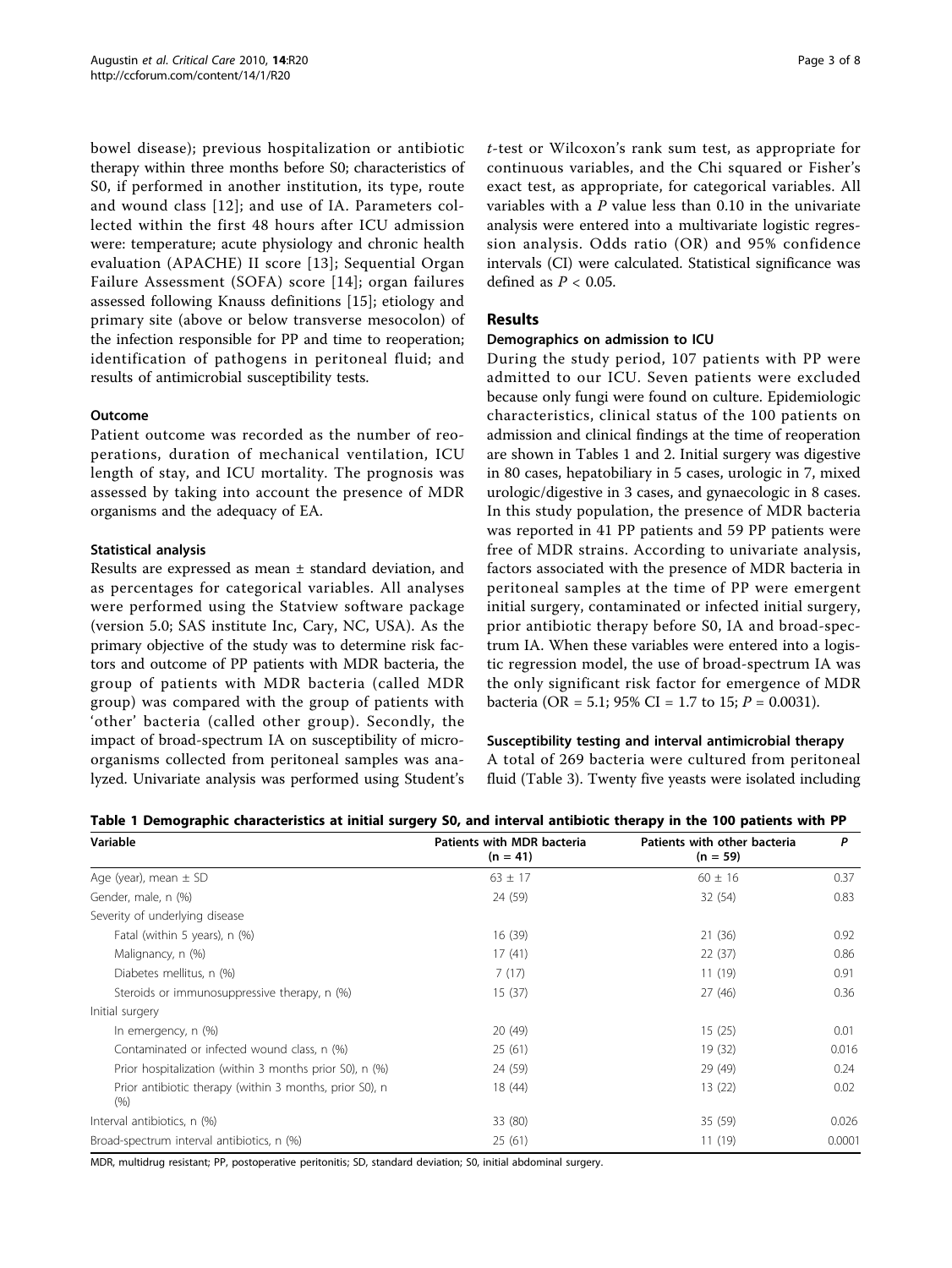bowel disease); previous hospitalization or antibiotic therapy within three months before S0; characteristics of S0, if performed in another institution, its type, route and wound class [12]; and use of IA. Parameters collected within the first 48 hours after ICU admission were: temperature; acute physiology and chronic health evaluation (APACHE) II score [13]; Sequential Organ Failure Assessment (SOFA) score [14]; organ failures assessed following Knauss definitions [15]; etiology and primary site (above or below transverse mesocolon) of the infection responsible for PP and time to reoperation; identification of pathogens in peritoneal fluid; and results of antimicrobial susceptibility tests.

### Outcome

Patient outcome was recorded as the number of reoperations, duration of mechanical ventilation, ICU length of stay, and ICU mortality. The prognosis was assessed by taking into account the presence of MDR organisms and the adequacy of EA.

### Statistical analysis

Results are expressed as mean ± standard deviation, and as percentages for categorical variables. All analyses were performed using the Statview software package (version 5.0; SAS institute Inc, Cary, NC, USA). As the primary objective of the study was to determine risk factors and outcome of PP patients with MDR bacteria, the group of patients with MDR bacteria (called MDR group) was compared with the group of patients with 'other' bacteria (called other group). Secondly, the impact of broad-spectrum IA on susceptibility of microorganisms collected from peritoneal samples was analyzed. Univariate analysis was performed using Student's *t*-test or Wilcoxon's rank sum test, as appropriate for continuous variables, and the Chi squared or Fisher's exact test, as appropriate, for categorical variables. All variables with a $P$ value less than 0.10 in the univariate analysis were entered into a multivariate logistic regression analysis. Odds ratio (OR) and 95% confidence intervals (CI) were calculated. Statistical significance was defined as $P < 0.05$.

## Results

### Demographics on admission to ICU

During the study period, 107 patients with PP were admitted to our ICU. Seven patients were excluded because only fungi were found on culture. Epidemiologic characteristics, clinical status of the 100 patients on admission and clinical findings at the time of reoperation are shown in Tables 1 and 2. Initial surgery was digestive in 80 cases, hepatobiliary in 5 cases, urologic in 7, mixed urologic/digestive in 3 cases, and gynaecologic in 8 cases. In this study population, the presence of MDR bacteria was reported in 41 PP patients and 59 PP patients were free of MDR strains. According to univariate analysis, factors associated with the presence of MDR bacteria in peritoneal samples at the time of PP were emergent initial surgery, contaminated or infected initial surgery, prior antibiotic therapy before S0, IA and broad-spectrum IA. When these variables were entered into a logistic regression model, the use of broad-spectrum IA was the only significant risk factor for emergence of MDR bacteria (OR = 5.1; 95% CI = 1.7 to 15; $P = 0.0031$).

### Susceptibility testing and interval antimicrobial therapy

A total of 269 bacteria were cultured from peritoneal fluid (Table 3). Twenty five yeasts were isolated including

**Table 1 Demographic characteristics at initial surgery S0, and interval antibiotic therapy in the 100 patients with PP**

| Variable | Patients with MDR bacteria (n = 41) | Patients with other bacteria (n = 59) | P |
|---|---|---|---|
| Age (year), mean ± SD | 63 ± 17 | 60 ± 16 | 0.37 |
| Gender, male, n (%) | 24 (59) | 32 (54) | 0.83 |
| Severity of underlying disease | | | |
| Fatal (within 5 years), n (%) | 16 (39) | 21 (36) | 0.92 |
| Malignancy, n (%) | 17 (41) | 22 (37) | 0.86 |
| Diabetes mellitus, n (%) | 7 (17) | 11 (19) | 0.91 |
| Steroids or immunosuppressive therapy, n (%) | 15 (37) | 27 (46) | 0.36 |
| Initial surgery | | | |
| In emergency, n (%) | 20 (49) | 15 (25) | 0.01 |
| Contaminated or infected wound class, n (%) | 25 (61) | 19 (32) | 0.016 |
| Prior hospitalization (within 3 months prior S0), n (%) | 24 (59) | 29 (49) | 0.24 |
| Prior antibiotic therapy (within 3 months, prior S0), n (%) | 18 (44) | 13 (22) | 0.02 |
| Interval antibiotics, n (%) | 33 (80) | 35 (59) | 0.026 |
| Broad-spectrum interval antibiotics, n (%) | 25 (61) | 11 (19) | 0.0001 |

MDR, multidrug resistant; PP, postoperative peritonitis; SD, standard deviation; S0, initial abdominal surgery.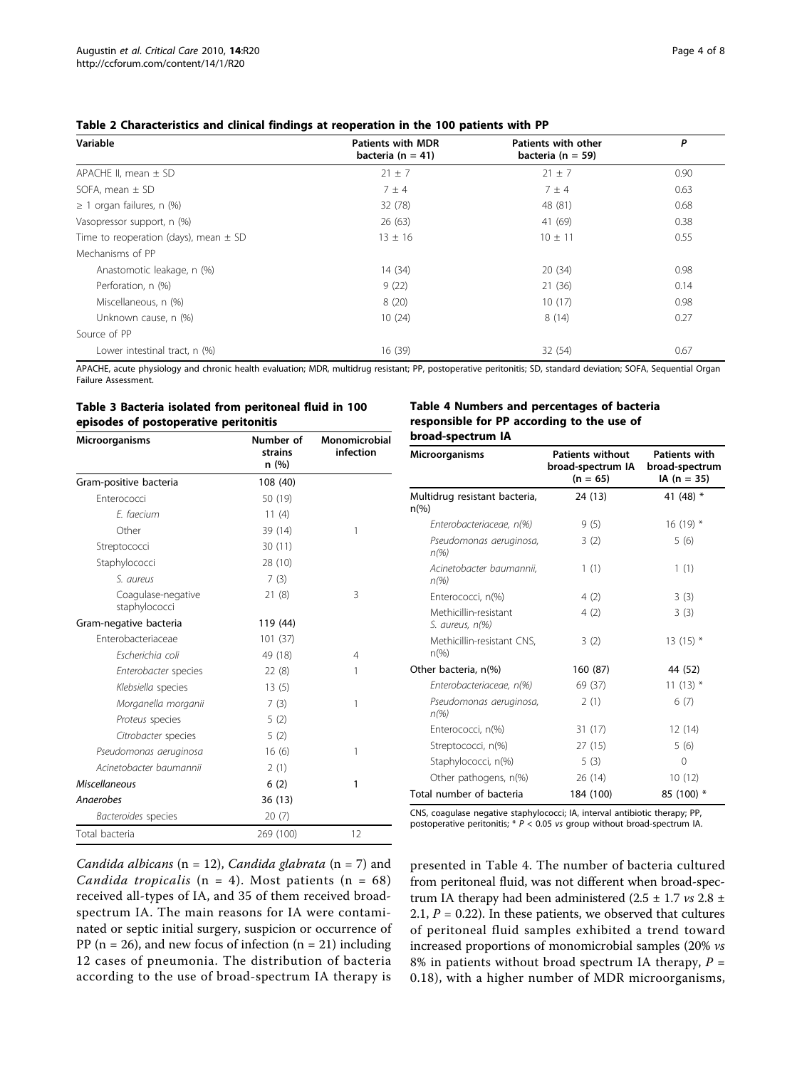**Table 2 Characteristics and clinical findings at reoperation in the 100 patients with PP**

| Variable | Patients with MDR bacteria (n = 41) | Patients with other bacteria (n = 59) | P |
|---|---|---|---|
| APACHE II, mean ± SD | 21 ± 7 | 21 ± 7 | 0.90 |
| SOFA, mean ± SD | 7 ± 4 | 7 ± 4 | 0.63 |
| ≥ 1 organ failures, n (%) | 32 (78) | 48 (81) | 0.68 |
| Vasopressor support, n (%) | 26 (63) | 41 (69) | 0.38 |
| Time to reoperation (days), mean ± SD | 13 ± 16 | 10 ± 11 | 0.55 |
| Mechanisms of PP | | | |
| Anastomotic leakage, n (%) | 14 (34) | 20 (34) | 0.98 |
| Perforation, n (%) | 9 (22) | 21 (36) | 0.14 |
| Miscellaneous, n (%) | 8 (20) | 10 (17) | 0.98 |
| Unknown cause, n (%) | 10 (24) | 8 (14) | 0.27 |
| Source of PP | | | |
| Lower intestinal tract, n (%) | 16 (39) | 32 (54) | 0.67 |

APACHE, acute physiology and chronic health evaluation; MDR, multidrug resistant; PP, postoperative peritonitis; SD, standard deviation; SOFA, Sequential Organ Failure Assessment.

**Table 3 Bacteria isolated from peritoneal fluid in 100 episodes of postoperative peritonitis**

| Microorganisms | Number of strains n (%) | Monomicrobial infection |
|---|---|---|
| Gram-positive bacteria | 108 (40) | |
| Enterococci | 50 (19) | |
| *E. faecium* | 11 (4) | |
| Other | 39 (14) | 1 |
| Streptococci | 30 (11) | |
| Staphylococci | 28 (10) | |
| *S. aureus* | 7 (3) | |
| Coagulase-negative staphylococci | 21 (8) | 3 |
| Gram-negative bacteria | 119 (44) | |
| Enterobacteriaceae | 101 (37) | |
| *Escherichia coli* | 49 (18) | 4 |
| *Enterobacter* species | 22 (8) | 1 |
| *Klebsiella* species | 13 (5) | |
| *Morganella morganii* | 7 (3) | 1 |
| *Proteus* species | 5 (2) | |
| *Citrobacter* species | 5 (2) | |
| *Pseudomonas aeruginosa* | 16 (6) | 1 |
| *Acinetobacter baumannii* | 2 (1) | |
| *Miscellaneous* | 6 (2) | 1 |
| *Anaerobes* | 36 (13) | |
| *Bacteroides* species | 20 (7) | |
| Total bacteria | 269 (100) | 12 |

**Table 4 Numbers and percentages of bacteria responsible for PP according to the use of broad-spectrum IA**

| Microorganisms | Patients without broad-spectrum IA (n = 65) | Patients with broad-spectrum IA (n = 35) |
|---|---|---|
| Multidrug resistant bacteria, n(%) | 24 (13) | 41 (48) * |
| *Enterobacteriaceae, n(%)* | 9 (5) | 16 (19) * |
| *Pseudomonas aeruginosa, n(%)* | 3 (2) | 5 (6) |
| *Acinetobacter baumannii, n(%)* | 1 (1) | 1 (1) |
| Enterococci, n(%) | 4 (2) | 3 (3) |
| Methicillin-resistant *S. aureus, n(%)* | 4 (2) | 3 (3) |
| Methicillin-resistant CNS, n(%) | 3 (2) | 13 (15) * |
| Other bacteria, n(%) | 160 (87) | 44 (52) |
| *Enterobacteriaceae, n(%)* | 69 (37) | 11 (13) * |
| *Pseudomonas aeruginosa, n(%)* | 2 (1) | 6 (7) |
| Enterococci, n(%) | 31 (17) | 12 (14) |
| Streptococci, n(%) | 27 (15) | 5 (6) |
| Staphylococci, n(%) | 5 (3) | 0 |
| Other pathogens, n(%) | 26 (14) | 10 (12) |
| Total number of bacteria | 184 (100) | 85 (100) * |

CNS, coagulase negative staphylococci; IA, interval antibiotic therapy; PP, postoperative peritonitis; * $P < 0.05$ *vs* group without broad-spectrum IA.

*Candida albicans* (n = 12), *Candida glabrata* (n = 7) and *Candida tropicalis* (n = 4). Most patients (n = 68) received all-types of IA, and 35 of them received broad-spectrum IA. The main reasons for IA were contaminated or septic initial surgery, suspicion or occurrence of PP (n = 26), and new focus of infection (n = 21) including 12 cases of pneumonia. The distribution of bacteria according to the use of broad-spectrum IA therapy is presented in Table 4. The number of bacteria cultured from peritoneal fluid, was not different when broad-spectrum IA therapy had been administered (2.5 ± 1.7 *vs* 2.8 ± 2.1, $P = 0.22$). In these patients, we observed that cultures of peritoneal fluid samples exhibited a trend toward increased proportions of monomicrobial samples (20% *vs* 8% in patients without broad spectrum IA therapy, $P = 0.18$), with a higher number of MDR microorganisms,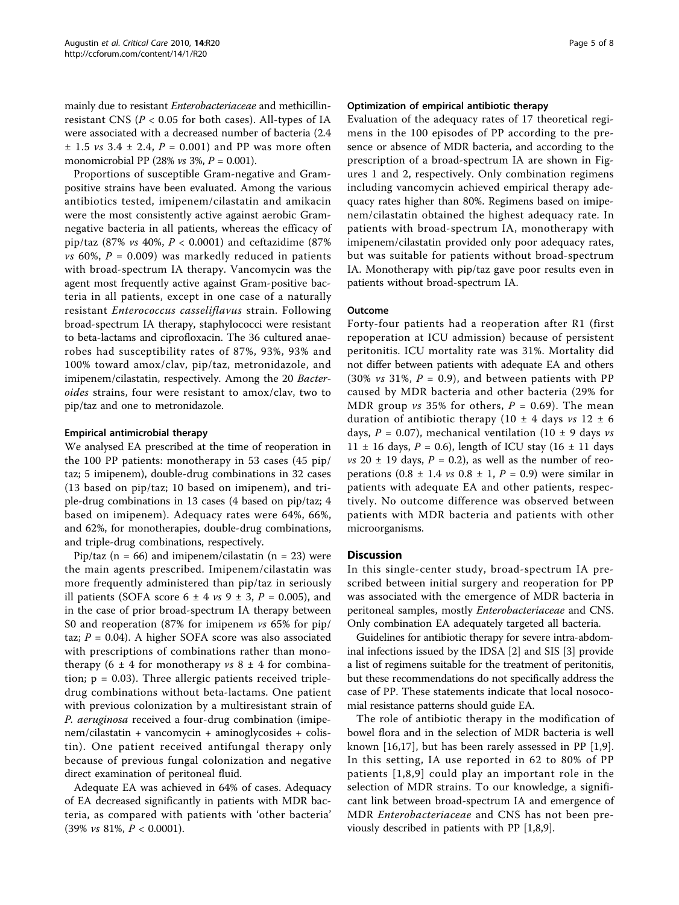mainly due to resistant *Enterobacteriaceae* and methicillin-resistant CNS ($P < 0.05$ for both cases). All-types of IA were associated with a decreased number of bacteria (2.4 ± 1.5 *vs* 3.4 ± 2.4, $P = 0.001$) and PP was more often monomicrobial PP (28% *vs* 3%, $P = 0.001$).

Proportions of susceptible Gram-negative and Gram-positive strains have been evaluated. Among the various antibiotics tested, imipenem/cilastatin and amikacin were the most consistently active against aerobic Gram-negative bacteria in all patients, whereas the efficacy of pip/taz (87% *vs* 40%, $P < 0.0001$) and ceftazidime (87% *vs* 60%, $P = 0.009$) was markedly reduced in patients with broad-spectrum IA therapy. Vancomycin was the agent most frequently active against Gram-positive bacteria in all patients, except in one case of a naturally resistant *Enterococcus casseliflavus* strain. Following broad-spectrum IA therapy, staphylococci were resistant to beta-lactams and ciprofloxacin. The 36 cultured anaerobes had susceptibility rates of 87%, 93%, 93% and 100% toward amox/clav, pip/taz, metronidazole, and imipenem/cilastatin, respectively. Among the 20 *Bacteroides* strains, four were resistant to amox/clav, two to pip/taz and one to metronidazole.

#### Empirical antimicrobial therapy

We analysed EA prescribed at the time of reoperation in the 100 PP patients: monotherapy in 53 cases (45 pip/taz; 5 imipenem), double-drug combinations in 32 cases (13 based on pip/taz; 10 based on imipenem), and triple-drug combinations in 13 cases (4 based on pip/taz; 4 based on imipenem). Adequacy rates were 64%, 66%, and 62%, for monotherapies, double-drug combinations, and triple-drug combinations, respectively.

Pip/taz (n = 66) and imipenem/cilastatin (n = 23) were the main agents prescribed. Imipenem/cilastatin was more frequently administered than pip/taz in seriously ill patients (SOFA score 6 ± 4 *vs* 9 ± 3, $P = 0.005$), and in the case of prior broad-spectrum IA therapy between S0 and reoperation (87% for imipenem *vs* 65% for pip/taz; $P = 0.04$). A higher SOFA score was also associated with prescriptions of combinations rather than monotherapy (6 ± 4 for monotherapy *vs* 8 ± 4 for combination; $p = 0.03$). Three allergic patients received triple-drug combinations without beta-lactams. One patient with previous colonization by a multiresistant strain of *P. aeruginosa* received a four-drug combination (imipenem/cilastatin + vancomycin + aminoglycosides + colistin). One patient received antifungal therapy only because of previous fungal colonization and negative direct examination of peritoneal fluid.

Adequate EA was achieved in 64% of cases. Adequacy of EA decreased significantly in patients with MDR bacteria, as compared with patients with 'other bacteria' (39% *vs* 81%, $P < 0.0001$).

#### Optimization of empirical antibiotic therapy

Evaluation of the adequacy rates of 17 theoretical regimens in the 100 episodes of PP according to the presence or absence of MDR bacteria, and according to the prescription of a broad-spectrum IA are shown in Figures 1 and 2, respectively. Only combination regimens including vancomycin achieved empirical therapy adequacy rates higher than 80%. Regimens based on imipenem/cilastatin obtained the highest adequacy rate. In patients with broad-spectrum IA, monotherapy with imipenem/cilastatin provided only poor adequacy rates, but was suitable for patients without broad-spectrum IA. Monotherapy with pip/taz gave poor results even in patients without broad-spectrum IA.

#### Outcome

Forty-four patients had a reoperation after R1 (first repoperation at ICU admission) because of persistent peritonitis. ICU mortality rate was 31%. Mortality did not differ between patients with adequate EA and others (30% *vs* 31%, $P = 0.9$), and between patients with PP caused by MDR bacteria and other bacteria (29% for MDR group *vs* 35% for others, $P = 0.69$). The mean duration of antibiotic therapy (10 ± 4 days *vs* 12 ± 6 days, $P = 0.07$), mechanical ventilation (10 ± 9 days *vs* 11 ± 16 days, $P = 0.6$), length of ICU stay (16 ± 11 days *vs* 20 ± 19 days, $P = 0.2$), as well as the number of reoperations (0.8 ± 1.4 *vs* 0.8 ± 1, $P = 0.9$) were similar in patients with adequate EA and other patients, respectively. No outcome difference was observed between patients with MDR bacteria and patients with other microorganisms.

## Discussion

In this single-center study, broad-spectrum IA prescribed between initial surgery and reoperation for PP was associated with the emergence of MDR bacteria in peritoneal samples, mostly *Enterobacteriaceae* and CNS. Only combination EA adequately targeted all bacteria.

Guidelines for antibiotic therapy for severe intra-abdominal infections issued by the IDSA [2] and SIS [3] provide a list of regimens suitable for the treatment of peritonitis, but these recommendations do not specifically address the case of PP. These statements indicate that local nosocomial resistance patterns should guide EA.

The role of antibiotic therapy in the modification of bowel flora and in the selection of MDR bacteria is well known [16,17], but has been rarely assessed in PP [1,9]. In this setting, IA use reported in 62 to 80% of PP patients [1,8,9] could play an important role in the selection of MDR strains. To our knowledge, a significant link between broad-spectrum IA and emergence of MDR *Enterobacteriaceae* and CNS has not been previously described in patients with PP [1,8,9].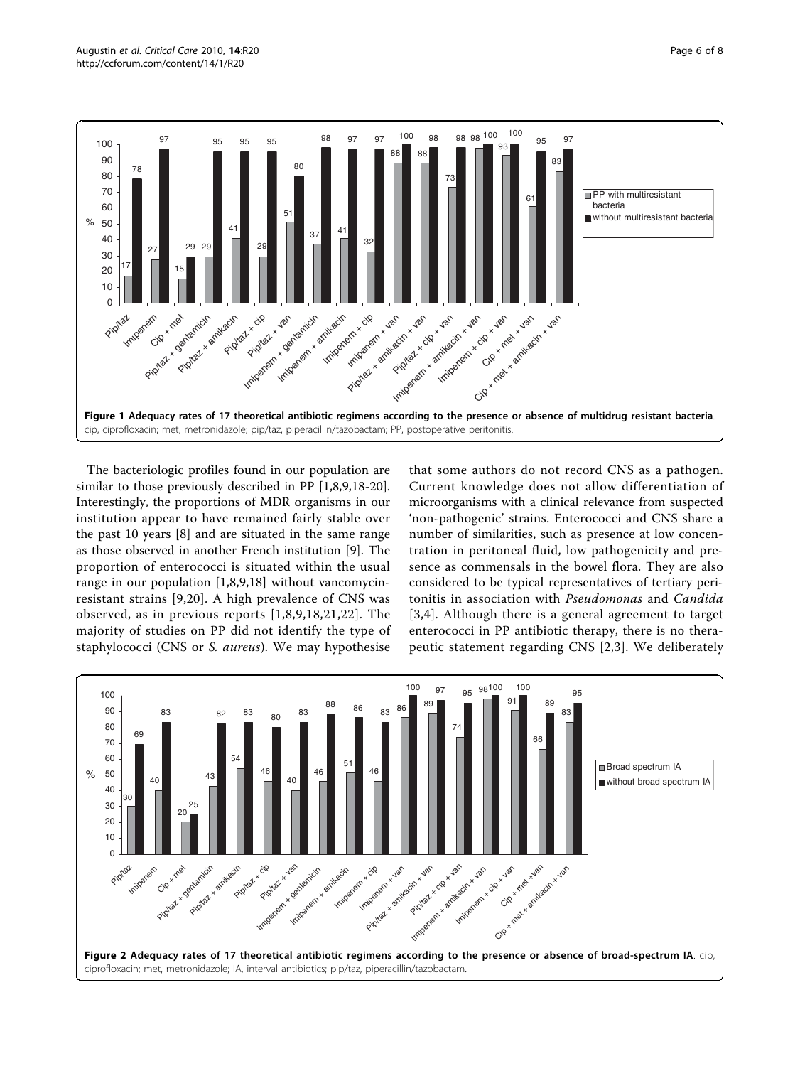**Figure 1 Adequacy rates of 17 theoretical antibiotic regimens according to the presence or absence of multidrug resistant bacteria**. cip, ciprofloxacin; met, metronidazole; pip/taz, piperacillin/tazobactam; PP, postoperative peritonitis.

The bacteriologic profiles found in our population are similar to those previously described in PP [1,8,9,18-20]. Interestingly, the proportions of MDR organisms in our institution appear to have remained fairly stable over the past 10 years [8] and are situated in the same range as those observed in another French institution [9]. The proportion of enterococci is situated within the usual range in our population [1,8,9,18] without vancomycin-resistant strains [9,20]. A high prevalence of CNS was observed, as in previous reports [1,8,9,18,21,22]. The majority of studies on PP did not identify the type of staphylococci (CNS or *S. aureus*). We may hypothesise that some authors do not record CNS as a pathogen. Current knowledge does not allow differentiation of microorganisms with a clinical relevance from suspected 'non-pathogenic' strains. Enterococci and CNS share a number of similarities, such as presence at low concentration in peritoneal fluid, low pathogenicity and presence as commensals in the bowel flora. They are also considered to be typical representatives of tertiary peritonitis in association with *Pseudomonas* and *Candida* [3,4]. Although there is a general agreement to target enterococci in PP antibiotic therapy, there is no therapeutic statement regarding CNS [2,3]. We deliberately

**Figure 2 Adequacy rates of 17 theoretical antibiotic regimens according to the presence or absence of broad-spectrum IA**. cip, ciprofloxacin; met, metronidazole; IA, interval antibiotics; pip/taz, piperacillin/tazobactam.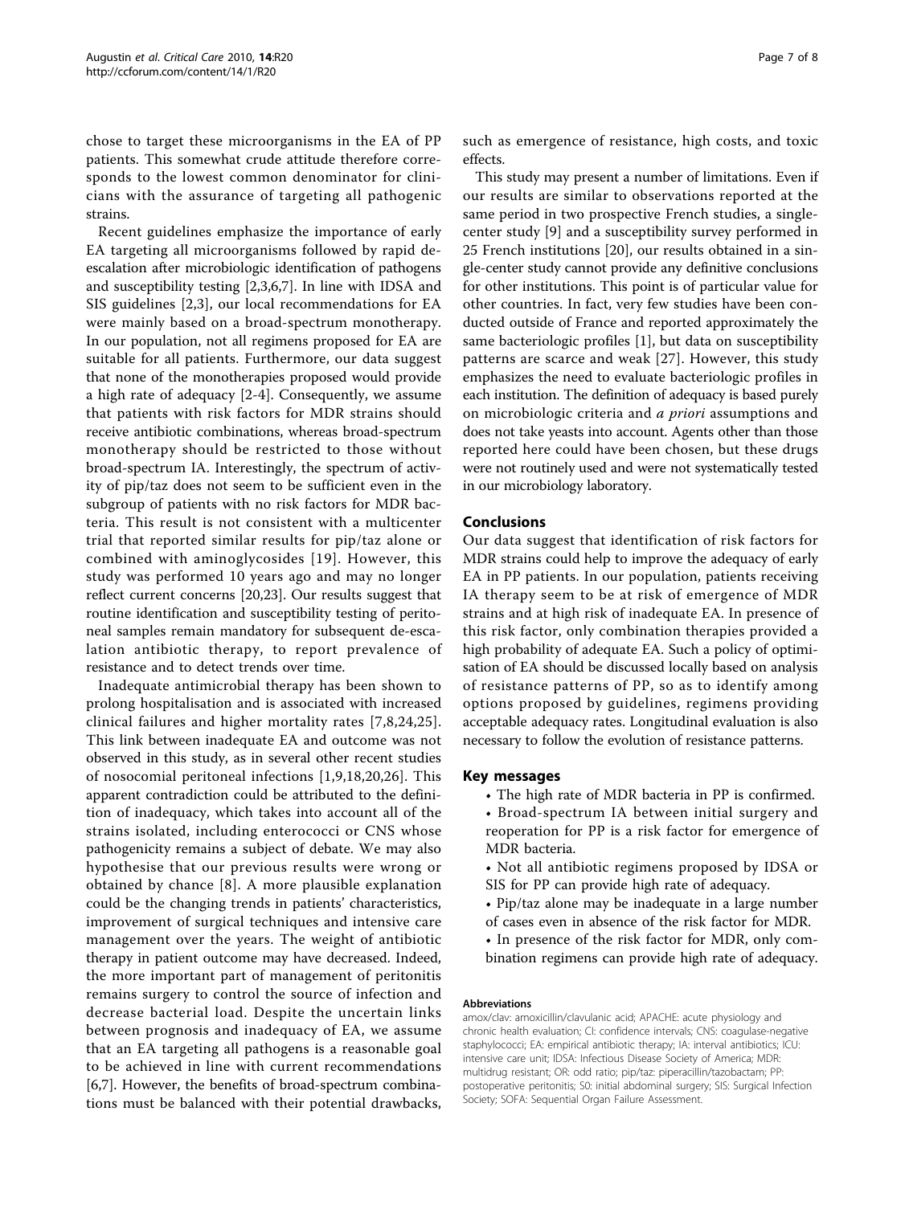chose to target these microorganisms in the EA of PP patients. This somewhat crude attitude therefore corresponds to the lowest common denominator for clinicians with the assurance of targeting all pathogenic strains.

Recent guidelines emphasize the importance of early EA targeting all microorganisms followed by rapid de-escalation after microbiologic identification of pathogens and susceptibility testing [2,3,6,7]. In line with IDSA and SIS guidelines [2,3], our local recommendations for EA were mainly based on a broad-spectrum monotherapy. In our population, not all regimens proposed for EA are suitable for all patients. Furthermore, our data suggest that none of the monotherapies proposed would provide a high rate of adequacy [2-4]. Consequently, we assume that patients with risk factors for MDR strains should receive antibiotic combinations, whereas broad-spectrum monotherapy should be restricted to those without broad-spectrum IA. Interestingly, the spectrum of activity of pip/taz does not seem to be sufficient even in the subgroup of patients with no risk factors for MDR bacteria. This result is not consistent with a multicenter trial that reported similar results for pip/taz alone or combined with aminoglycosides [19]. However, this study was performed 10 years ago and may no longer reflect current concerns [20,23]. Our results suggest that routine identification and susceptibility testing of peritoneal samples remain mandatory for subsequent de-escalation antibiotic therapy, to report prevalence of resistance and to detect trends over time.

Inadequate antimicrobial therapy has been shown to prolong hospitalisation and is associated with increased clinical failures and higher mortality rates [7,8,24,25]. This link between inadequate EA and outcome was not observed in this study, as in several other recent studies of nosocomial peritoneal infections [1,9,18,20,26]. This apparent contradiction could be attributed to the definition of inadequacy, which takes into account all of the strains isolated, including enterococci or CNS whose pathogenicity remains a subject of debate. We may also hypothesise that our previous results were wrong or obtained by chance [8]. A more plausible explanation could be the changing trends in patients' characteristics, improvement of surgical techniques and intensive care management over the years. The weight of antibiotic therapy in patient outcome may have decreased. Indeed, the more important part of management of peritonitis remains surgery to control the source of infection and decrease bacterial load. Despite the uncertain links between prognosis and inadequacy of EA, we assume that an EA targeting all pathogens is a reasonable goal to be achieved in line with current recommendations [6,7]. However, the benefits of broad-spectrum combinations must be balanced with their potential drawbacks, such as emergence of resistance, high costs, and toxic effects.

This study may present a number of limitations. Even if our results are similar to observations reported at the same period in two prospective French studies, a single-center study [9] and a susceptibility survey performed in 25 French institutions [20], our results obtained in a single-center study cannot provide any definitive conclusions for other institutions. This point is of particular value for other countries. In fact, very few studies have been conducted outside of France and reported approximately the same bacteriologic profiles [1], but data on susceptibility patterns are scarce and weak [27]. However, this study emphasizes the need to evaluate bacteriologic profiles in each institution. The definition of adequacy is based purely on microbiologic criteria and *a priori* assumptions and does not take yeasts into account. Agents other than those reported here could have been chosen, but these drugs were not routinely used and were not systematically tested in our microbiology laboratory.

## Conclusions

Our data suggest that identification of risk factors for MDR strains could help to improve the adequacy of early EA in PP patients. In our population, patients receiving IA therapy seem to be at risk of emergence of MDR strains and at high risk of inadequate EA. In presence of this risk factor, only combination therapies provided a high probability of adequate EA. Such a policy of optimisation of EA should be discussed locally based on analysis of resistance patterns of PP, so as to identify among options proposed by guidelines, regimens providing acceptable adequacy rates. Longitudinal evaluation is also necessary to follow the evolution of resistance patterns.

## Key messages

- The high rate of MDR bacteria in PP is confirmed.
- Broad-spectrum IA between initial surgery and reoperation for PP is a risk factor for emergence of MDR bacteria.
- Not all antibiotic regimens proposed by IDSA or SIS for PP can provide high rate of adequacy.
- Pip/taz alone may be inadequate in a large number of cases even in absence of the risk factor for MDR.
- In presence of the risk factor for MDR, only combination regimens can provide high rate of adequacy.

#### Abbreviations

amox/clav: amoxicillin/clavulanic acid; APACHE: acute physiology and chronic health evaluation; CI: confidence intervals; CNS: coagulase-negative staphylococci; EA: empirical antibiotic therapy; IA: interval antibiotics; ICU: intensive care unit; IDSA: Infectious Disease Society of America; MDR: multidrug resistant; OR: odd ratio; pip/taz: piperacillin/tazobactam; PP: postoperative peritonitis; S0: initial abdominal surgery; SIS: Surgical Infection Society; SOFA: Sequential Organ Failure Assessment.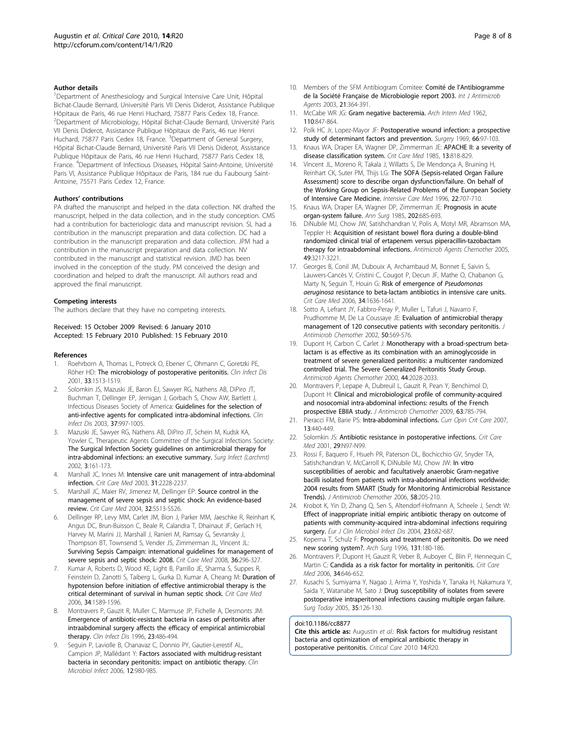### Author details

[1]Department of Anesthesiology and Surgical Intensive Care Unit, Hôpital Bichat-Claude Bernard, Université Paris VII Denis Diderot, Assistance Publique Hôpitaux de Paris, 46 rue Henri Huchard, 75877 Paris Cedex 18, France. [2]Department of Microbiology, Hôpital Bichat-Claude Bernard, Université Paris VII Denis Diderot, Assistance Publique Hôpitaux de Paris, 46 rue Henri Huchard, 75877 Paris Cedex 18, France. [3]Department of General Surgery, Hôpital Bichat-Claude Bernard, Université Paris VII Denis Diderot, Assistance Publique Hôpitaux de Paris, 46 rue Henri Huchard, 75877 Paris Cedex 18, France. [4]Department of Infectious Diseases, Hôpital Saint-Antoine, Université Paris VI, Assistance Publique Hôpitaux de Paris, 184 rue du Faubourg Saint-Antoine, 75571 Paris Cedex 12, France.

### Authors' contributions

PA drafted the manuscript and helped in the data collection. NK drafted the manuscript, helped in the data collection, and in the study conception. CMS had a contribution for bacteriologic data and manuscript revision. SL had a contribution in the manuscript preparation and data collection. DC had a contribution in the manuscript preparation and data collection. JPM had a contribution in the manuscript preparation and data collection. NV contributed in the manuscript and statistical revision. JMD has been involved in the conception of the study. PM conceived the design and coordination and helped to draft the manuscript. All authors read and approved the final manuscript.

### Competing interests

The authors declare that they have no competing interests.

Received: 15 October 2009 Revised: 6 January 2010
Accepted: 15 February 2010 Published: 15 February 2010

### References

1. Roehrborn A, Thomas L, Potreck O, Ebener C, Ohmann C, Goretzki PE, Röher HD: **The microbiology of postoperative peritonitis.** *Clin Infect Dis* 2001, **33**:1513-1519.
2. Solomkin JS, Mazuski JE, Baron EJ, Sawyer RG, Nathens AB, DiPiro JT, Buchman T, Dellinger EP, Jernigan J, Gorbach S, Chow AW, Bartlett J, Infectious Diseases Society of America: **Guidelines for the selection of anti-infective agents for complicated intra-abdominal infections.** *Clin Infect Dis* 2003, **37**:997-1005.
3. Mazuski JE, Sawyer RG, Nathens AB, DiPiro JT, Schein M, Kudsk KA, Yowler C, Therapeutic Agents Committee of the Surgical Infections Society: **The Surgical Infection Society guidelines on antimicrobial therapy for intra-abdominal infections: an executive summary.** *Surg Infect (Larchmt)* 2002, **3**:161-173.
4. Marshall JC, Innes M: **Intensive care unit management of intra-abdominal infection.** *Crit Care Med* 2003, **31**:2228-2237.
5. Marshall JC, Maier RV, Jimenez M, Dellinger EP: **Source control in the management of severe sepsis and septic shock: An evidence-based review.** *Crit Care Med* 2004, **32**:S513-S526.
6. Dellinger RP, Levy MM, Carlet JM, Bion J, Parker MM, Jaeschke R, Reinhart K, Angus DC, Brun-Buisson C, Beale R, Calandra T, Dhainaut JF, Gerlach H, Harvey M, Marini JJ, Marshall J, Ranieri M, Ramsay G, Sevransky J, Thompson BT, Townsend S, Vender JS, Zimmerman JL, Vincent JL: **Surviving Sepsis Campaign: international guidelines for management of severe sepsis and septic shock: 2008.** *Crit Care Med* 2008, **36**:296-327.
7. Kumar A, Roberts D, Wood KE, Light B, Parrillo JE, Sharma S, Suppes R, Feinstein D, Zanotti S, Taiberg L, Gurka D, Kumar A, Cheang M: **Duration of hypotension before initiation of effective antimicrobial therapy is the critical determinant of survival in human septic shock.** *Crit Care Med* 2006, **34**:1589-1596.
8. Montravers P, Gauzit R, Muller C, Marmuse JP, Fichelle A, Desmonts JM: **Emergence of antibiotic-resistant bacteria in cases of peritonitis after intraabdominal surgery affects the efficacy of empirical antimicrobial therapy.** *Clin Infect Dis* 1996, **23**:486-494.
9. Seguin P, Laviolle B, Chanavaz C, Donnio PY, Gautier-Lerestif AL, Campion JP, Mallédant Y: **Factors associated with multidrug-resistant bacteria in secondary peritonitis: impact on antibiotic therapy.** *Clin Microbiol Infect* 2006, **12**:980-985.
10. Members of the SFM Antibiogram Comitee: **Comité de l'Antibiogramme de la Société Française de Microbiologie report 2003.** *Int J Antimicrob Agents* 2003, **21**:364-391.
11. McCabe WR JG: **Gram negative bacteremia.** *Arch Intern Med* 1962, **110**:847-864.
12. Polk HC Jr, Lopez-Mayor JF: **Postoperative wound infection: a prospective study of determinant factors and prevention.** *Surgery* 1969, **66**:97-103.
13. Knaus WA, Draper EA, Wagner DP, Zimmerman JE: **APACHE II: a severity of disease classification system.** *Crit Care Med* 1985, **13**:818-829.
14. Vincent JL, Moreno R, Takala J, Willatts S, De Mendonça A, Bruining H, Reinhart CK, Suter PM, Thijs LG: **The SOFA (Sepsis-related Organ Failure Assessment) score to describe organ dysfunction/failure. On behalf of the Working Group on Sepsis-Related Problems of the European Society of Intensive Care Medicine.** *Intensive Care Med* 1996, **22**:707-710.
15. Knaus WA, Draper EA, Wagner DP, Zimmerman JE: **Prognosis in acute organ-system failure.** *Ann Surg* 1985, **202**:685-693.
16. DiNubile MJ, Chow JW, Satishchandran V, Polis A, Motyl MR, Abramson MA, Teppler H: **Acquisition of resistant bowel flora during a double-blind randomized clinical trial of ertapenem versus piperacillin-tazobactam therapy for intraabdominal infections.** *Antimicrob Agents Chemother* 2005, **49**:3217-3221.
17. Georges B, Conil JM, Dubouix A, Archambaud M, Bonnet E, Saivin S, Lauwers-Cancès V, Cristini C, Cougot P, Decun JF, Mathe O, Chabanon G, Marty N, Seguin T, Houin G: **Risk of emergence of *Pseudomonas aeruginosa* resistance to beta-lactam antibiotics in intensive care units.** *Crit Care Med* 2006, **34**:1636-1641.
18. Sotto A, Lefrant JY, Fabbro-Peray P, Muller L, Tafuri J, Navarro F, Prudhomme M, De La Coussaye JE: **Evaluation of antimicrobial therapy management of 120 consecutive patients with secondary peritonitis.** *J Antimicrob Chemother* 2002, **50**:569-576.
19. Dupont H, Carbon C, Carlet J: **Monotherapy with a broad-spectrum beta-lactam is as effective as its combination with an aminoglycoside in treatment of severe generalized peritonitis: a multicenter randomized controlled trial. The Severe Generalized Peritonitis Study Group.** *Antimicrob Agents Chemother* 2000, **44**:2028-2033.
20. Montravers P, Lepape A, Dubreuil L, Gauzit R, Pean Y, Benchimol D, Dupont H: **Clinical and microbiological profile of community-acquired and nosocomial intra-abdominal infections: results of the French prospective EBIIA study.** *J Antimicrob Chemother* 2009, **63**:785-794.
21. Pieracci FM, Barie PS: **Intra-abdominal infections.** *Curr Opin Crit Care* 2007, **13**:440-449.
22. Solomkin JS: **Antibiotic resistance in postoperative infections.** *Crit Care Med* 2001, **29**:N97-N99.
23. Rossi F, Baquero F, Hsueh PR, Paterson DL, Bochicchio GV, Snyder TA, Satishchandran V, McCarroll K, DiNubile MJ, Chow JW: **In vitro susceptibilities of aerobic and facultatively anaerobic Gram-negative bacilli isolated from patients with intra-abdominal infections worldwide: 2004 results from SMART (Study for Monitoring Antimicrobial Resistance Trends).** *J Antimicrob Chemother* 2006, **58**:205-210.
24. Krobot K, Yin D, Zhang Q, Sen S, Altendorf-Hofmann A, Scheele J, Sendt W: **Effect of inappropriate initial empiric antibiotic therapy on outcome of patients with community-acquired intra-abdominal infections requiring surgery.** *Eur J Clin Microbiol Infect Dis* 2004, **23**:682-687.
25. Koperna T, Schulz F: **Prognosis and treatment of peritonitis. Do we need new scoring system?.** *Arch Surg* 1996, **131**:180-186.
26. Montravers P, Dupont H, Gauzit R, Veber B, Auboyer C, Blin P, Hennequin C, Martin C: **Candida as a risk factor for mortality in peritonitis.** *Crit Care Med* 2006, **34**:646-652.
27. Kusachi S, Sumiyama Y, Nagao J, Arima Y, Yoshida Y, Tanaka H, Nakamura Y, Saida Y, Watanabe M, Sato J: **Drug susceptibility of isolates from severe postoperative intraperitoneal infections causing multiple organ failure.** *Surg Today* 2005, **35**:126-130.

doi:10.1186/cc8877

**Cite this article as:** Augustin *et al.*: Risk factors for multidrug resistant bacteria and optimization of empirical antibiotic therapy in postoperative peritonitis. *Critical Care* 2010 **14**:R20.